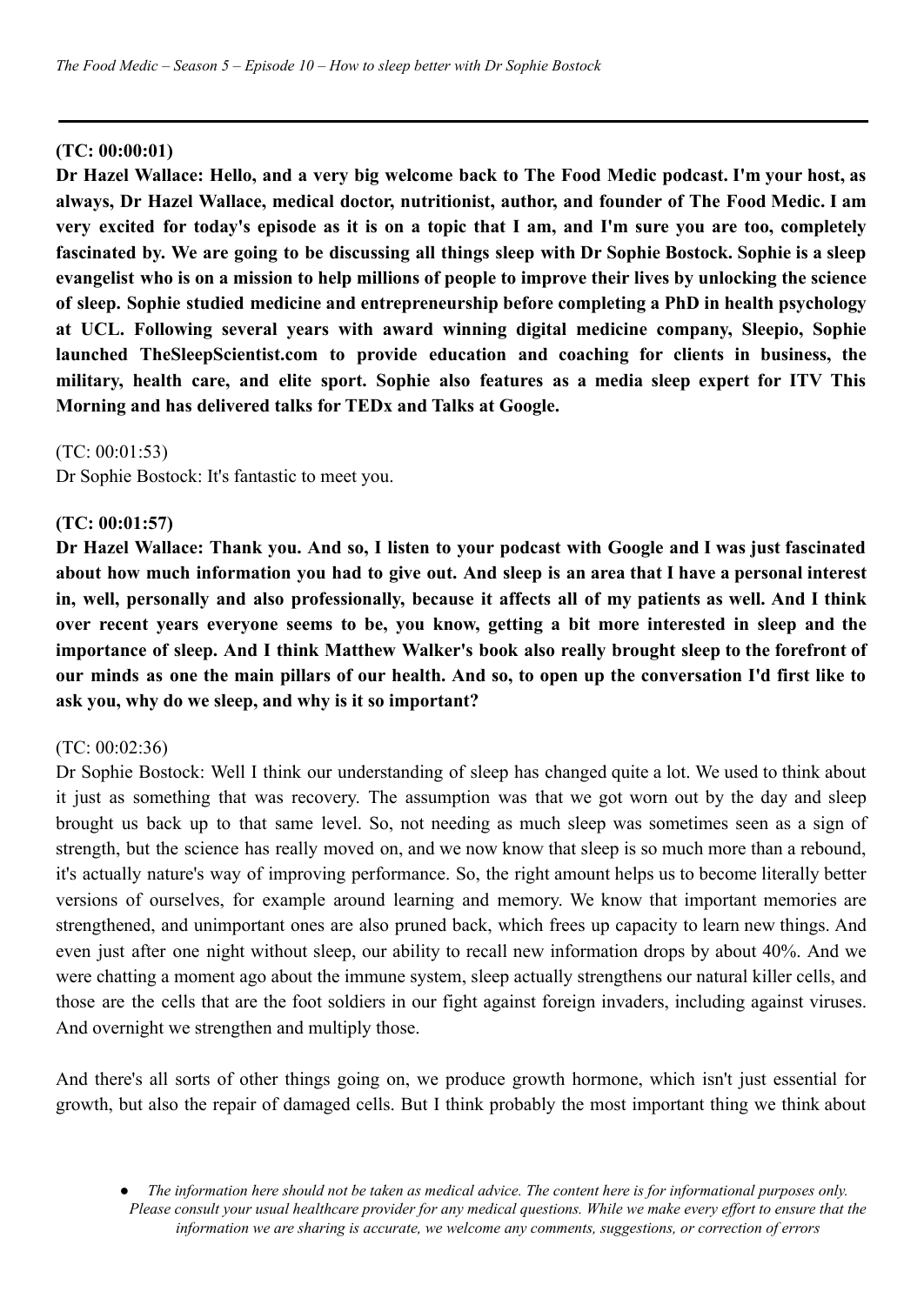**(TC: 00:00:01)**

**Dr Hazel Wallace: Hello, and a very big welcome back to The Food Medic podcast. I'm your host, as always, Dr Hazel Wallace, medical doctor, nutritionist, author, and founder of The Food Medic. I am very excited for today's episode as it is on a topic that I am, and I'm sure you are too, completely fascinated by. We are going to be discussing all things sleep with Dr Sophie Bostock. Sophie is a sleep evangelist who is on a mission to help millions of people to improve their lives by unlocking the science of sleep. Sophie studied medicine and entrepreneurship before completing a PhD in health psychology at UCL. Following several years with award winning digital medicine company, Sleepio, Sophie launched TheSleepScientist.com to provide education and coaching for clients in business, the military, health care, and elite sport. Sophie also features as a media sleep expert for ITV This Morning and has delivered talks for TEDx and Talks at Google.**

(TC: 00:01:53)
Dr Sophie Bostock: It's fantastic to meet you.

**(TC: 00:01:57)**

**Dr Hazel Wallace: Thank you. And so, I listen to your podcast with Google and I was just fascinated about how much information you had to give out. And sleep is an area that I have a personal interest in, well, personally and also professionally, because it affects all of my patients as well. And I think over recent years everyone seems to be, you know, getting a bit more interested in sleep and the importance of sleep. And I think Matthew Walker's book also really brought sleep to the forefront of our minds as one the main pillars of our health. And so, to open up the conversation I'd first like to ask you, why do we sleep, and why is it so important?**

(TC: 00:02:36)
Dr Sophie Bostock: Well I think our understanding of sleep has changed quite a lot. We used to think about it just as something that was recovery. The assumption was that we got worn out by the day and sleep brought us back up to that same level. So, not needing as much sleep was sometimes seen as a sign of strength, but the science has really moved on, and we now know that sleep is so much more than a rebound, it's actually nature's way of improving performance. So, the right amount helps us to become literally better versions of ourselves, for example around learning and memory. We know that important memories are strengthened, and unimportant ones are also pruned back, which frees up capacity to learn new things. And even just after one night without sleep, our ability to recall new information drops by about 40%. And we were chatting a moment ago about the immune system, sleep actually strengthens our natural killer cells, and those are the cells that are the foot soldiers in our fight against foreign invaders, including against viruses. And overnight we strengthen and multiply those.

And there's all sorts of other things going on, we produce growth hormone, which isn't just essential for growth, but also the repair of damaged cells. But I think probably the most important thing we think about

- *The information here should not be taken as medical advice. The content here is for informational purposes only. Please consult your usual healthcare provider for any medical questions. While we make every effort to ensure that the information we are sharing is accurate, we welcome any comments, suggestions, or correction of errors*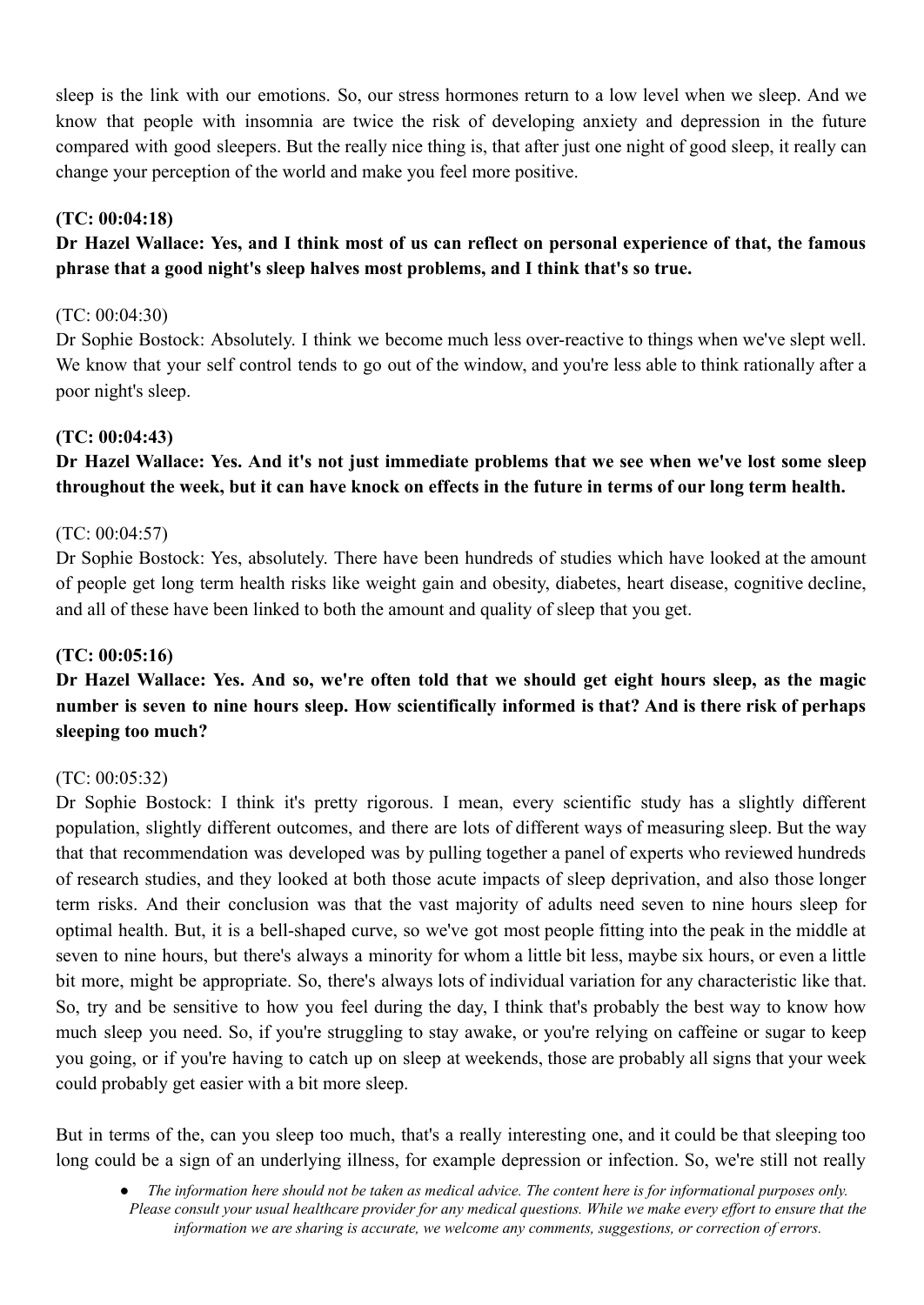sleep is the link with our emotions. So, our stress hormones return to a low level when we sleep. And we know that people with insomnia are twice the risk of developing anxiety and depression in the future compared with good sleepers. But the really nice thing is, that after just one night of good sleep, it really can change your perception of the world and make you feel more positive.

**(TC: 00:04:18)**

**Dr Hazel Wallace: Yes, and I think most of us can reflect on personal experience of that, the famous phrase that a good night's sleep halves most problems, and I think that's so true.**

(TC: 00:04:30)

Dr Sophie Bostock: Absolutely. I think we become much less over-reactive to things when we've slept well. We know that your self control tends to go out of the window, and you're less able to think rationally after a poor night's sleep.

**(TC: 00:04:43)**

**Dr Hazel Wallace: Yes. And it's not just immediate problems that we see when we've lost some sleep throughout the week, but it can have knock on effects in the future in terms of our long term health.**

(TC: 00:04:57)

Dr Sophie Bostock: Yes, absolutely. There have been hundreds of studies which have looked at the amount of people get long term health risks like weight gain and obesity, diabetes, heart disease, cognitive decline, and all of these have been linked to both the amount and quality of sleep that you get.

**(TC: 00:05:16)**

**Dr Hazel Wallace: Yes. And so, we're often told that we should get eight hours sleep, as the magic number is seven to nine hours sleep. How scientifically informed is that? And is there risk of perhaps sleeping too much?**

(TC: 00:05:32)

Dr Sophie Bostock: I think it's pretty rigorous. I mean, every scientific study has a slightly different population, slightly different outcomes, and there are lots of different ways of measuring sleep. But the way that that recommendation was developed was by pulling together a panel of experts who reviewed hundreds of research studies, and they looked at both those acute impacts of sleep deprivation, and also those longer term risks. And their conclusion was that the vast majority of adults need seven to nine hours sleep for optimal health. But, it is a bell-shaped curve, so we've got most people fitting into the peak in the middle at seven to nine hours, but there's always a minority for whom a little bit less, maybe six hours, or even a little bit more, might be appropriate. So, there's always lots of individual variation for any characteristic like that. So, try and be sensitive to how you feel during the day, I think that's probably the best way to know how much sleep you need. So, if you're struggling to stay awake, or you're relying on caffeine or sugar to keep you going, or if you're having to catch up on sleep at weekends, those are probably all signs that your week could probably get easier with a bit more sleep.

But in terms of the, can you sleep too much, that's a really interesting one, and it could be that sleeping too long could be a sign of an underlying illness, for example depression or infection. So, we're still not really

- *The information here should not be taken as medical advice. The content here is for informational purposes only. Please consult your usual healthcare provider for any medical questions. While we make every effort to ensure that the information we are sharing is accurate, we welcome any comments, suggestions, or correction of errors.*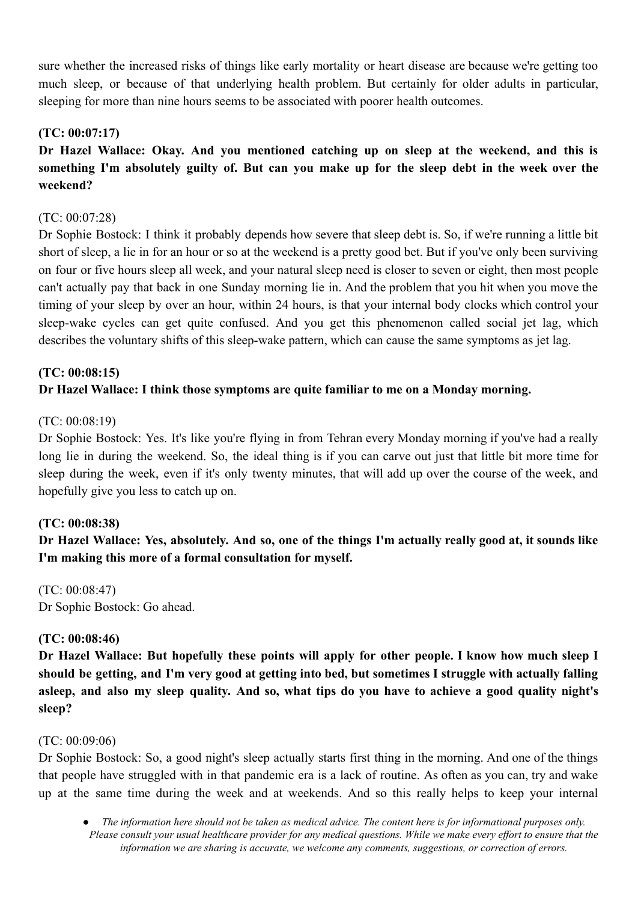sure whether the increased risks of things like early mortality or heart disease are because we're getting too much sleep, or because of that underlying health problem. But certainly for older adults in particular, sleeping for more than nine hours seems to be associated with poorer health outcomes.

**(TC: 00:07:17)**

**Dr Hazel Wallace: Okay. And you mentioned catching up on sleep at the weekend, and this is something I'm absolutely guilty of. But can you make up for the sleep debt in the week over the weekend?**

(TC: 00:07:28)

Dr Sophie Bostock: I think it probably depends how severe that sleep debt is. So, if we're running a little bit short of sleep, a lie in for an hour or so at the weekend is a pretty good bet. But if you've only been surviving on four or five hours sleep all week, and your natural sleep need is closer to seven or eight, then most people can't actually pay that back in one Sunday morning lie in. And the problem that you hit when you move the timing of your sleep by over an hour, within 24 hours, is that your internal body clocks which control your sleep-wake cycles can get quite confused. And you get this phenomenon called social jet lag, which describes the voluntary shifts of this sleep-wake pattern, which can cause the same symptoms as jet lag.

**(TC: 00:08:15)**

**Dr Hazel Wallace: I think those symptoms are quite familiar to me on a Monday morning.**

(TC: 00:08:19)

Dr Sophie Bostock: Yes. It's like you're flying in from Tehran every Monday morning if you've had a really long lie in during the weekend. So, the ideal thing is if you can carve out just that little bit more time for sleep during the week, even if it's only twenty minutes, that will add up over the course of the week, and hopefully give you less to catch up on.

**(TC: 00:08:38)**

**Dr Hazel Wallace: Yes, absolutely. And so, one of the things I'm actually really good at, it sounds like I'm making this more of a formal consultation for myself.**

(TC: 00:08:47)

Dr Sophie Bostock: Go ahead.

**(TC: 00:08:46)**

**Dr Hazel Wallace: But hopefully these points will apply for other people. I know how much sleep I should be getting, and I'm very good at getting into bed, but sometimes I struggle with actually falling asleep, and also my sleep quality. And so, what tips do you have to achieve a good quality night's sleep?**

(TC: 00:09:06)

Dr Sophie Bostock: So, a good night's sleep actually starts first thing in the morning. And one of the things that people have struggled with in that pandemic era is a lack of routine. As often as you can, try and wake up at the same time during the week and at weekends. And so this really helps to keep your internal

- *The information here should not be taken as medical advice. The content here is for informational purposes only. Please consult your usual healthcare provider for any medical questions. While we make every effort to ensure that the information we are sharing is accurate, we welcome any comments, suggestions, or correction of errors.*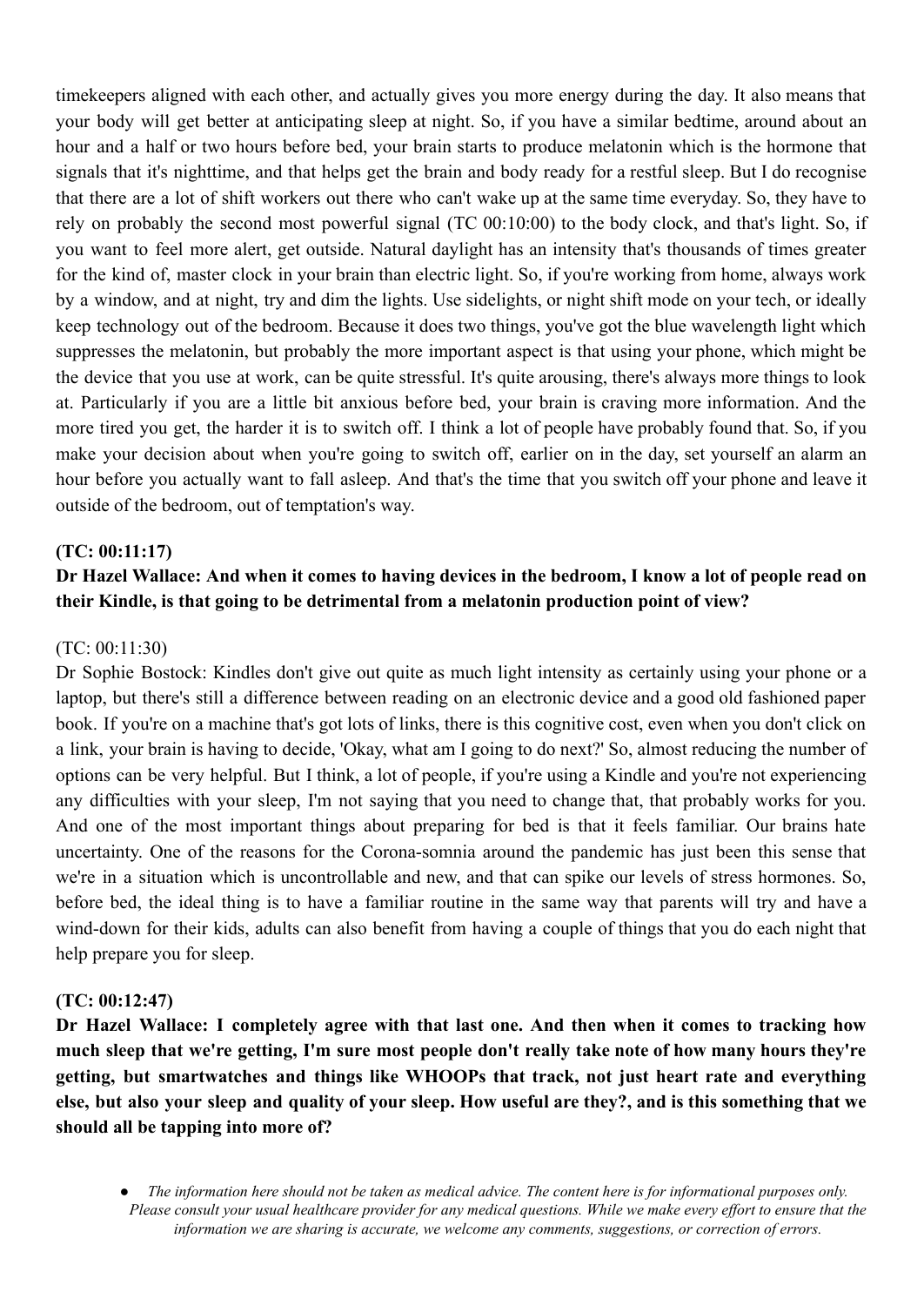timekeepers aligned with each other, and actually gives you more energy during the day. It also means that your body will get better at anticipating sleep at night. So, if you have a similar bedtime, around about an hour and a half or two hours before bed, your brain starts to produce melatonin which is the hormone that signals that it's nighttime, and that helps get the brain and body ready for a restful sleep. But I do recognise that there are a lot of shift workers out there who can't wake up at the same time everyday. So, they have to rely on probably the second most powerful signal (TC 00:10:00) to the body clock, and that's light. So, if you want to feel more alert, get outside. Natural daylight has an intensity that's thousands of times greater for the kind of, master clock in your brain than electric light. So, if you're working from home, always work by a window, and at night, try and dim the lights. Use sidelights, or night shift mode on your tech, or ideally keep technology out of the bedroom. Because it does two things, you've got the blue wavelength light which suppresses the melatonin, but probably the more important aspect is that using your phone, which might be the device that you use at work, can be quite stressful. It's quite arousing, there's always more things to look at. Particularly if you are a little bit anxious before bed, your brain is craving more information. And the more tired you get, the harder it is to switch off. I think a lot of people have probably found that. So, if you make your decision about when you're going to switch off, earlier on in the day, set yourself an alarm an hour before you actually want to fall asleep. And that's the time that you switch off your phone and leave it outside of the bedroom, out of temptation's way.

**(TC: 00:11:17)**

**Dr Hazel Wallace: And when it comes to having devices in the bedroom, I know a lot of people read on their Kindle, is that going to be detrimental from a melatonin production point of view?**

(TC: 00:11:30)

Dr Sophie Bostock: Kindles don't give out quite as much light intensity as certainly using your phone or a laptop, but there's still a difference between reading on an electronic device and a good old fashioned paper book. If you're on a machine that's got lots of links, there is this cognitive cost, even when you don't click on a link, your brain is having to decide, 'Okay, what am I going to do next?' So, almost reducing the number of options can be very helpful. But I think, a lot of people, if you're using a Kindle and you're not experiencing any difficulties with your sleep, I'm not saying that you need to change that, that probably works for you. And one of the most important things about preparing for bed is that it feels familiar. Our brains hate uncertainty. One of the reasons for the Corona-somnia around the pandemic has just been this sense that we're in a situation which is uncontrollable and new, and that can spike our levels of stress hormones. So, before bed, the ideal thing is to have a familiar routine in the same way that parents will try and have a wind-down for their kids, adults can also benefit from having a couple of things that you do each night that help prepare you for sleep.

**(TC: 00:12:47)**

**Dr Hazel Wallace: I completely agree with that last one. And then when it comes to tracking how much sleep that we're getting, I'm sure most people don't really take note of how many hours they're getting, but smartwatches and things like WHOOPs that track, not just heart rate and everything else, but also your sleep and quality of your sleep. How useful are they?, and is this something that we should all be tapping into more of?**

- *The information here should not be taken as medical advice. The content here is for informational purposes only. Please consult your usual healthcare provider for any medical questions. While we make every effort to ensure that the information we are sharing is accurate, we welcome any comments, suggestions, or correction of errors.*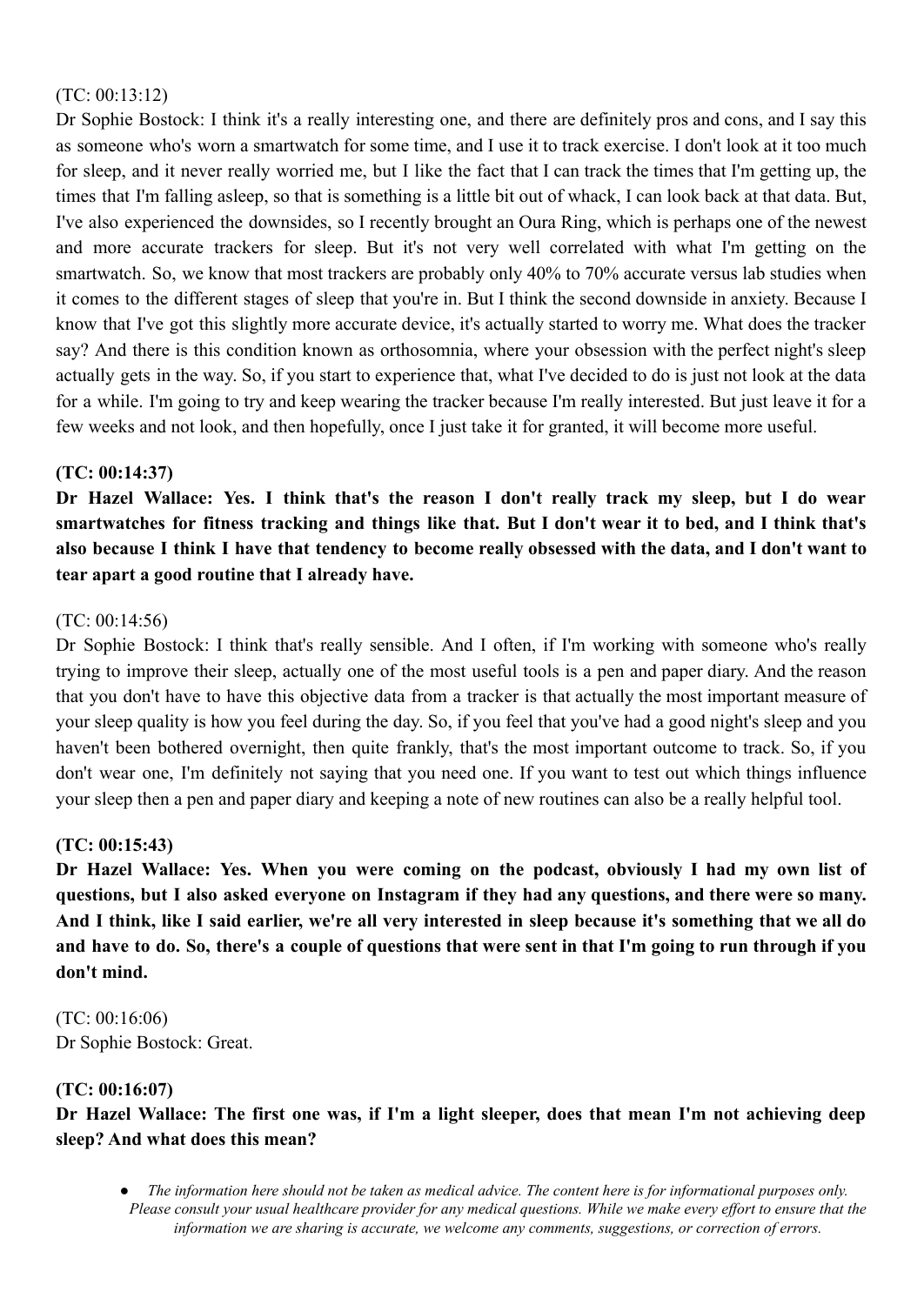(TC: 00:13:12)
Dr Sophie Bostock: I think it's a really interesting one, and there are definitely pros and cons, and I say this as someone who's worn a smartwatch for some time, and I use it to track exercise. I don't look at it too much for sleep, and it never really worried me, but I like the fact that I can track the times that I'm getting up, the times that I'm falling asleep, so that is something is a little bit out of whack, I can look back at that data. But, I've also experienced the downsides, so I recently brought an Oura Ring, which is perhaps one of the newest and more accurate trackers for sleep. But it's not very well correlated with what I'm getting on the smartwatch. So, we know that most trackers are probably only 40% to 70% accurate versus lab studies when it comes to the different stages of sleep that you're in. But I think the second downside in anxiety. Because I know that I've got this slightly more accurate device, it's actually started to worry me. What does the tracker say? And there is this condition known as orthosomnia, where your obsession with the perfect night's sleep actually gets in the way. So, if you start to experience that, what I've decided to do is just not look at the data for a while. I'm going to try and keep wearing the tracker because I'm really interested. But just leave it for a few weeks and not look, and then hopefully, once I just take it for granted, it will become more useful.

**(TC: 00:14:37)**
**Dr Hazel Wallace: Yes. I think that's the reason I don't really track my sleep, but I do wear smartwatches for fitness tracking and things like that. But I don't wear it to bed, and I think that's also because I think I have that tendency to become really obsessed with the data, and I don't want to tear apart a good routine that I already have.**

(TC: 00:14:56)
Dr Sophie Bostock: I think that's really sensible. And I often, if I'm working with someone who's really trying to improve their sleep, actually one of the most useful tools is a pen and paper diary. And the reason that you don't have to have this objective data from a tracker is that actually the most important measure of your sleep quality is how you feel during the day. So, if you feel that you've had a good night's sleep and you haven't been bothered overnight, then quite frankly, that's the most important outcome to track. So, if you don't wear one, I'm definitely not saying that you need one. If you want to test out which things influence your sleep then a pen and paper diary and keeping a note of new routines can also be a really helpful tool.

**(TC: 00:15:43)**
**Dr Hazel Wallace: Yes. When you were coming on the podcast, obviously I had my own list of questions, but I also asked everyone on Instagram if they had any questions, and there were so many. And I think, like I said earlier, we're all very interested in sleep because it's something that we all do and have to do. So, there's a couple of questions that were sent in that I'm going to run through if you don't mind.**

(TC: 00:16:06)
Dr Sophie Bostock: Great.

**(TC: 00:16:07)**
**Dr Hazel Wallace: The first one was, if I'm a light sleeper, does that mean I'm not achieving deep sleep? And what does this mean?**

- *The information here should not be taken as medical advice. The content here is for informational purposes only. Please consult your usual healthcare provider for any medical questions. While we make every effort to ensure that the information we are sharing is accurate, we welcome any comments, suggestions, or correction of errors.*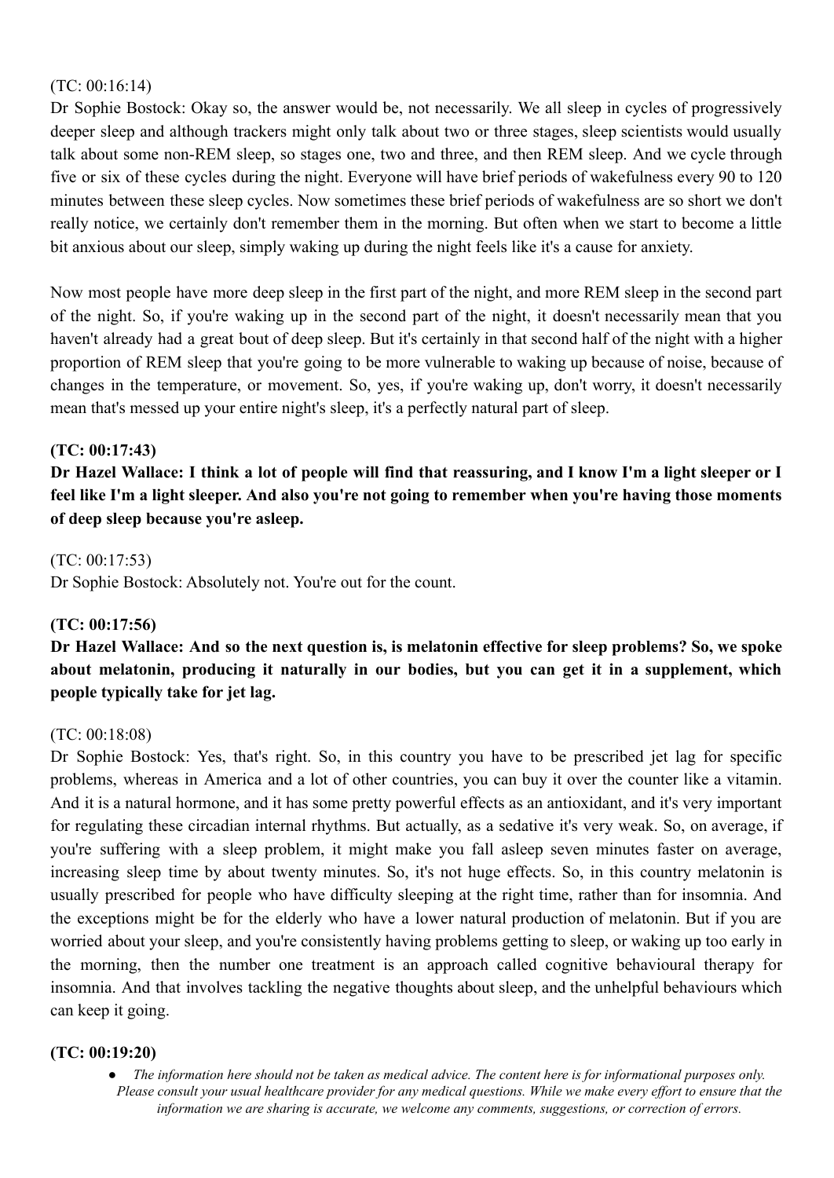(TC: 00:16:14)
Dr Sophie Bostock: Okay so, the answer would be, not necessarily. We all sleep in cycles of progressively deeper sleep and although trackers might only talk about two or three stages, sleep scientists would usually talk about some non-REM sleep, so stages one, two and three, and then REM sleep. And we cycle through five or six of these cycles during the night. Everyone will have brief periods of wakefulness every 90 to 120 minutes between these sleep cycles. Now sometimes these brief periods of wakefulness are so short we don't really notice, we certainly don't remember them in the morning. But often when we start to become a little bit anxious about our sleep, simply waking up during the night feels like it's a cause for anxiety.

Now most people have more deep sleep in the first part of the night, and more REM sleep in the second part of the night. So, if you're waking up in the second part of the night, it doesn't necessarily mean that you haven't already had a great bout of deep sleep. But it's certainly in that second half of the night with a higher proportion of REM sleep that you're going to be more vulnerable to waking up because of noise, because of changes in the temperature, or movement. So, yes, if you're waking up, don't worry, it doesn't necessarily mean that's messed up your entire night's sleep, it's a perfectly natural part of sleep.

**(TC: 00:17:43)**

**Dr Hazel Wallace: I think a lot of people will find that reassuring, and I know I'm a light sleeper or I feel like I'm a light sleeper. And also you're not going to remember when you're having those moments of deep sleep because you're asleep.**

(TC: 00:17:53)
Dr Sophie Bostock: Absolutely not. You're out for the count.

**(TC: 00:17:56)**

**Dr Hazel Wallace: And so the next question is, is melatonin effective for sleep problems? So, we spoke about melatonin, producing it naturally in our bodies, but you can get it in a supplement, which people typically take for jet lag.**

(TC: 00:18:08)
Dr Sophie Bostock: Yes, that's right. So, in this country you have to be prescribed jet lag for specific problems, whereas in America and a lot of other countries, you can buy it over the counter like a vitamin. And it is a natural hormone, and it has some pretty powerful effects as an antioxidant, and it's very important for regulating these circadian internal rhythms. But actually, as a sedative it's very weak. So, on average, if you're suffering with a sleep problem, it might make you fall asleep seven minutes faster on average, increasing sleep time by about twenty minutes. So, it's not huge effects. So, in this country melatonin is usually prescribed for people who have difficulty sleeping at the right time, rather than for insomnia. And the exceptions might be for the elderly who have a lower natural production of melatonin. But if you are worried about your sleep, and you're consistently having problems getting to sleep, or waking up too early in the morning, then the number one treatment is an approach called cognitive behavioural therapy for insomnia. And that involves tackling the negative thoughts about sleep, and the unhelpful behaviours which can keep it going.

**(TC: 00:19:20)**

- *The information here should not be taken as medical advice. The content here is for informational purposes only. Please consult your usual healthcare provider for any medical questions. While we make every effort to ensure that the information we are sharing is accurate, we welcome any comments, suggestions, or correction of errors.*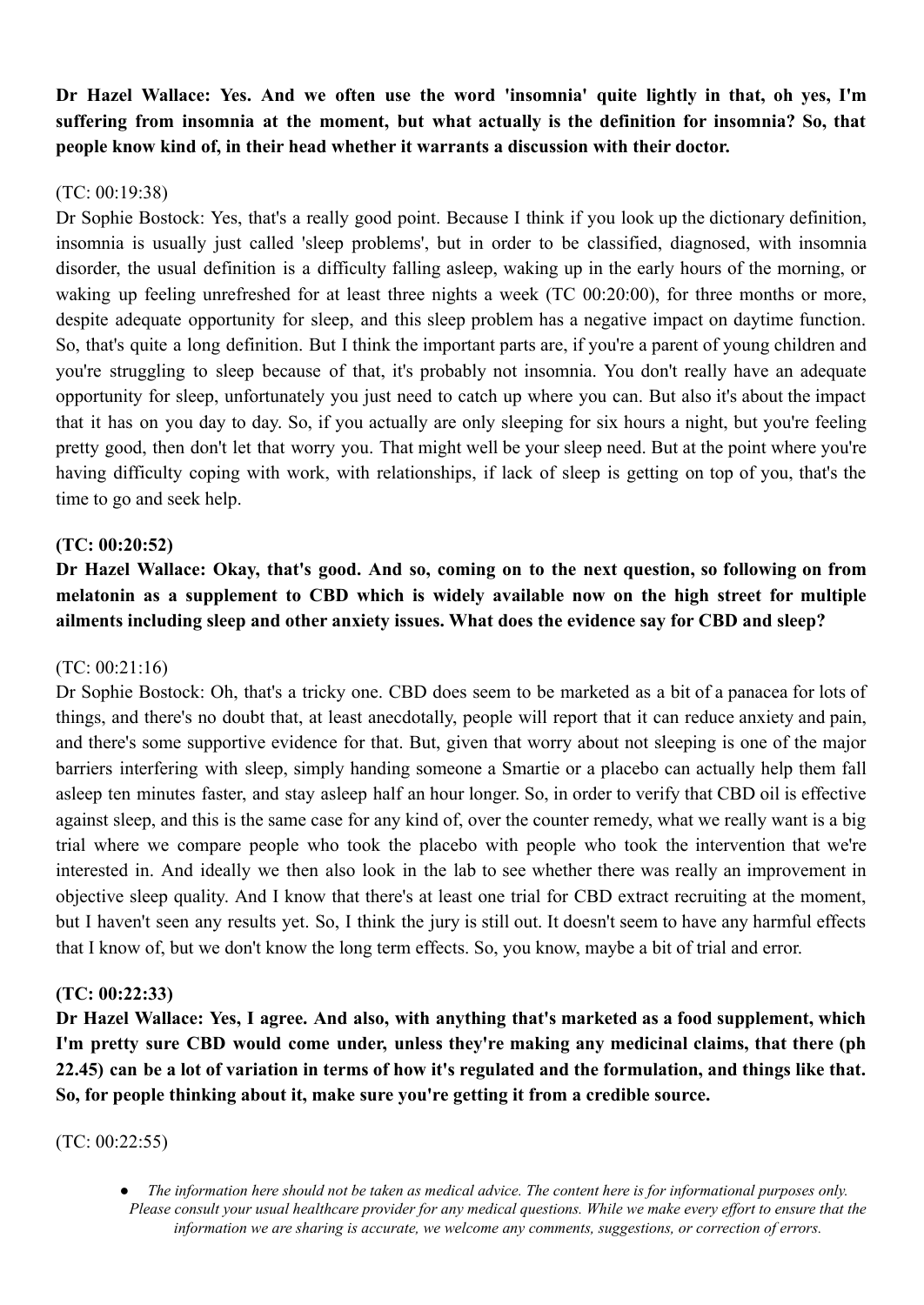**Dr Hazel Wallace: Yes. And we often use the word 'insomnia' quite lightly in that, oh yes, I'm suffering from insomnia at the moment, but what actually is the definition for insomnia? So, that people know kind of, in their head whether it warrants a discussion with their doctor.**

(TC: 00:19:38)

Dr Sophie Bostock: Yes, that's a really good point. Because I think if you look up the dictionary definition, insomnia is usually just called 'sleep problems', but in order to be classified, diagnosed, with insomnia disorder, the usual definition is a difficulty falling asleep, waking up in the early hours of the morning, or waking up feeling unrefreshed for at least three nights a week (TC 00:20:00), for three months or more, despite adequate opportunity for sleep, and this sleep problem has a negative impact on daytime function. So, that's quite a long definition. But I think the important parts are, if you're a parent of young children and you're struggling to sleep because of that, it's probably not insomnia. You don't really have an adequate opportunity for sleep, unfortunately you just need to catch up where you can. But also it's about the impact that it has on you day to day. So, if you actually are only sleeping for six hours a night, but you're feeling pretty good, then don't let that worry you. That might well be your sleep need. But at the point where you're having difficulty coping with work, with relationships, if lack of sleep is getting on top of you, that's the time to go and seek help.

**(TC: 00:20:52)**

**Dr Hazel Wallace: Okay, that's good. And so, coming on to the next question, so following on from melatonin as a supplement to CBD which is widely available now on the high street for multiple ailments including sleep and other anxiety issues. What does the evidence say for CBD and sleep?**

(TC: 00:21:16)

Dr Sophie Bostock: Oh, that's a tricky one. CBD does seem to be marketed as a bit of a panacea for lots of things, and there's no doubt that, at least anecdotally, people will report that it can reduce anxiety and pain, and there's some supportive evidence for that. But, given that worry about not sleeping is one of the major barriers interfering with sleep, simply handing someone a Smartie or a placebo can actually help them fall asleep ten minutes faster, and stay asleep half an hour longer. So, in order to verify that CBD oil is effective against sleep, and this is the same case for any kind of, over the counter remedy, what we really want is a big trial where we compare people who took the placebo with people who took the intervention that we're interested in. And ideally we then also look in the lab to see whether there was really an improvement in objective sleep quality. And I know that there's at least one trial for CBD extract recruiting at the moment, but I haven't seen any results yet. So, I think the jury is still out. It doesn't seem to have any harmful effects that I know of, but we don't know the long term effects. So, you know, maybe a bit of trial and error.

**(TC: 00:22:33)**

**Dr Hazel Wallace: Yes, I agree. And also, with anything that's marketed as a food supplement, which I'm pretty sure CBD would come under, unless they're making any medicinal claims, that there (ph 22.45) can be a lot of variation in terms of how it's regulated and the formulation, and things like that. So, for people thinking about it, make sure you're getting it from a credible source.**

(TC: 00:22:55)

- *The information here should not be taken as medical advice. The content here is for informational purposes only. Please consult your usual healthcare provider for any medical questions. While we make every effort to ensure that the information we are sharing is accurate, we welcome any comments, suggestions, or correction of errors.*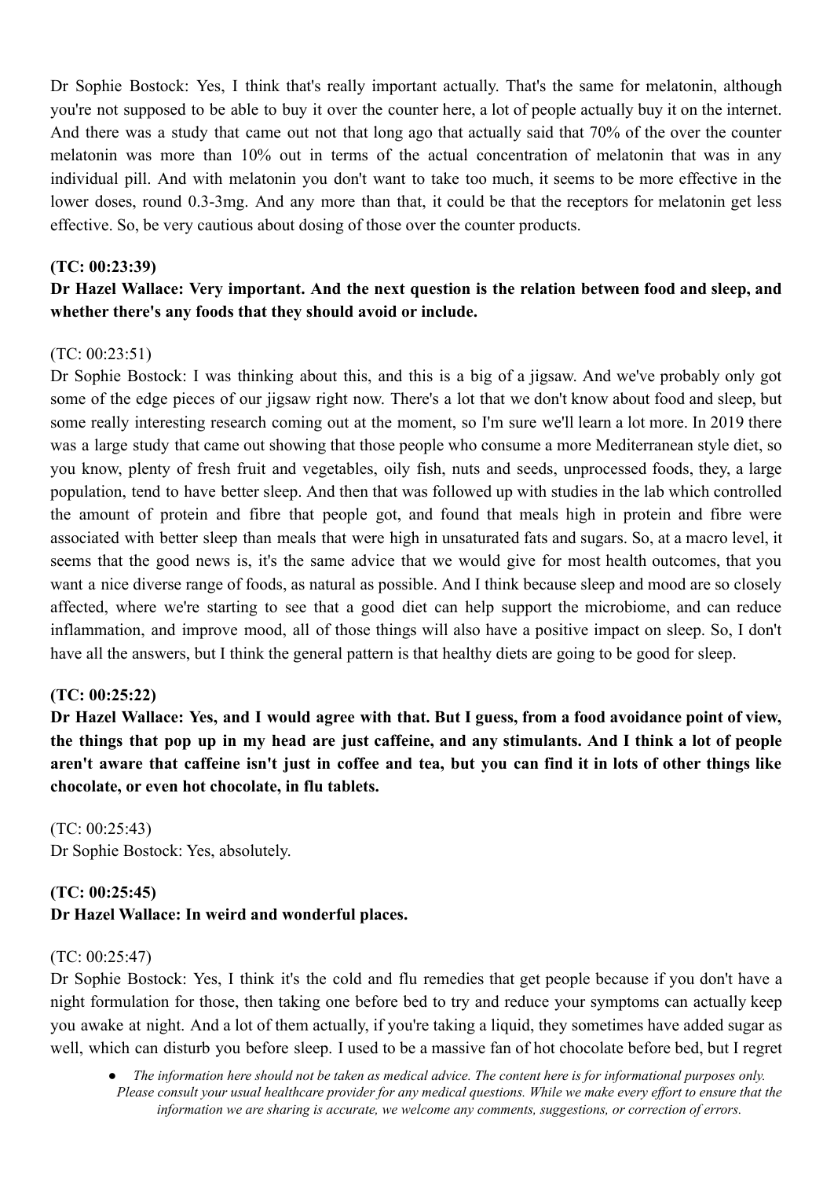Dr Sophie Bostock: Yes, I think that's really important actually. That's the same for melatonin, although you're not supposed to be able to buy it over the counter here, a lot of people actually buy it on the internet. And there was a study that came out not that long ago that actually said that 70% of the over the counter melatonin was more than 10% out in terms of the actual concentration of melatonin that was in any individual pill. And with melatonin you don't want to take too much, it seems to be more effective in the lower doses, round 0.3-3mg. And any more than that, it could be that the receptors for melatonin get less effective. So, be very cautious about dosing of those over the counter products.

**(TC: 00:23:39)**
**Dr Hazel Wallace: Very important. And the next question is the relation between food and sleep, and whether there's any foods that they should avoid or include.**

(TC: 00:23:51)
Dr Sophie Bostock: I was thinking about this, and this is a big of a jigsaw. And we've probably only got some of the edge pieces of our jigsaw right now. There's a lot that we don't know about food and sleep, but some really interesting research coming out at the moment, so I'm sure we'll learn a lot more. In 2019 there was a large study that came out showing that those people who consume a more Mediterranean style diet, so you know, plenty of fresh fruit and vegetables, oily fish, nuts and seeds, unprocessed foods, they, a large population, tend to have better sleep. And then that was followed up with studies in the lab which controlled the amount of protein and fibre that people got, and found that meals high in protein and fibre were associated with better sleep than meals that were high in unsaturated fats and sugars. So, at a macro level, it seems that the good news is, it's the same advice that we would give for most health outcomes, that you want a nice diverse range of foods, as natural as possible. And I think because sleep and mood are so closely affected, where we're starting to see that a good diet can help support the microbiome, and can reduce inflammation, and improve mood, all of those things will also have a positive impact on sleep. So, I don't have all the answers, but I think the general pattern is that healthy diets are going to be good for sleep.

**(TC: 00:25:22)**
**Dr Hazel Wallace: Yes, and I would agree with that. But I guess, from a food avoidance point of view, the things that pop up in my head are just caffeine, and any stimulants. And I think a lot of people aren't aware that caffeine isn't just in coffee and tea, but you can find it in lots of other things like chocolate, or even hot chocolate, in flu tablets.**

(TC: 00:25:43)
Dr Sophie Bostock: Yes, absolutely.

**(TC: 00:25:45)**
**Dr Hazel Wallace: In weird and wonderful places.**

(TC: 00:25:47)
Dr Sophie Bostock: Yes, I think it's the cold and flu remedies that get people because if you don't have a night formulation for those, then taking one before bed to try and reduce your symptoms can actually keep you awake at night. And a lot of them actually, if you're taking a liquid, they sometimes have added sugar as well, which can disturb you before sleep. I used to be a massive fan of hot chocolate before bed, but I regret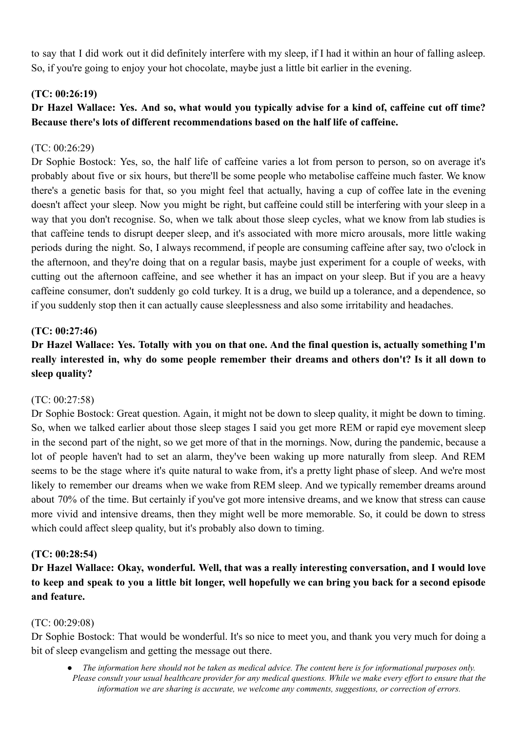to say that I did work out it did definitely interfere with my sleep, if I had it within an hour of falling asleep. So, if you're going to enjoy your hot chocolate, maybe just a little bit earlier in the evening.

**(TC: 00:26:19)**

**Dr Hazel Wallace: Yes. And so, what would you typically advise for a kind of, caffeine cut off time? Because there's lots of different recommendations based on the half life of caffeine.**

(TC: 00:26:29)

Dr Sophie Bostock: Yes, so, the half life of caffeine varies a lot from person to person, so on average it's probably about five or six hours, but there'll be some people who metabolise caffeine much faster. We know there's a genetic basis for that, so you might feel that actually, having a cup of coffee late in the evening doesn't affect your sleep. Now you might be right, but caffeine could still be interfering with your sleep in a way that you don't recognise. So, when we talk about those sleep cycles, what we know from lab studies is that caffeine tends to disrupt deeper sleep, and it's associated with more micro arousals, more little waking periods during the night. So, I always recommend, if people are consuming caffeine after say, two o'clock in the afternoon, and they're doing that on a regular basis, maybe just experiment for a couple of weeks, with cutting out the afternoon caffeine, and see whether it has an impact on your sleep. But if you are a heavy caffeine consumer, don't suddenly go cold turkey. It is a drug, we build up a tolerance, and a dependence, so if you suddenly stop then it can actually cause sleeplessness and also some irritability and headaches.

**(TC: 00:27:46)**

**Dr Hazel Wallace: Yes. Totally with you on that one. And the final question is, actually something I'm really interested in, why do some people remember their dreams and others don't? Is it all down to sleep quality?**

(TC: 00:27:58)

Dr Sophie Bostock: Great question. Again, it might not be down to sleep quality, it might be down to timing. So, when we talked earlier about those sleep stages I said you get more REM or rapid eye movement sleep in the second part of the night, so we get more of that in the mornings. Now, during the pandemic, because a lot of people haven't had to set an alarm, they've been waking up more naturally from sleep. And REM seems to be the stage where it's quite natural to wake from, it's a pretty light phase of sleep. And we're most likely to remember our dreams when we wake from REM sleep. And we typically remember dreams around about 70% of the time. But certainly if you've got more intensive dreams, and we know that stress can cause more vivid and intensive dreams, then they might well be more memorable. So, it could be down to stress which could affect sleep quality, but it's probably also down to timing.

**(TC: 00:28:54)**

**Dr Hazel Wallace: Okay, wonderful. Well, that was a really interesting conversation, and I would love to keep and speak to you a little bit longer, well hopefully we can bring you back for a second episode and feature.**

(TC: 00:29:08)

Dr Sophie Bostock: That would be wonderful. It's so nice to meet you, and thank you very much for doing a bit of sleep evangelism and getting the message out there.

- *The information here should not be taken as medical advice. The content here is for informational purposes only. Please consult your usual healthcare provider for any medical questions. While we make every effort to ensure that the information we are sharing is accurate, we welcome any comments, suggestions, or correction of errors.*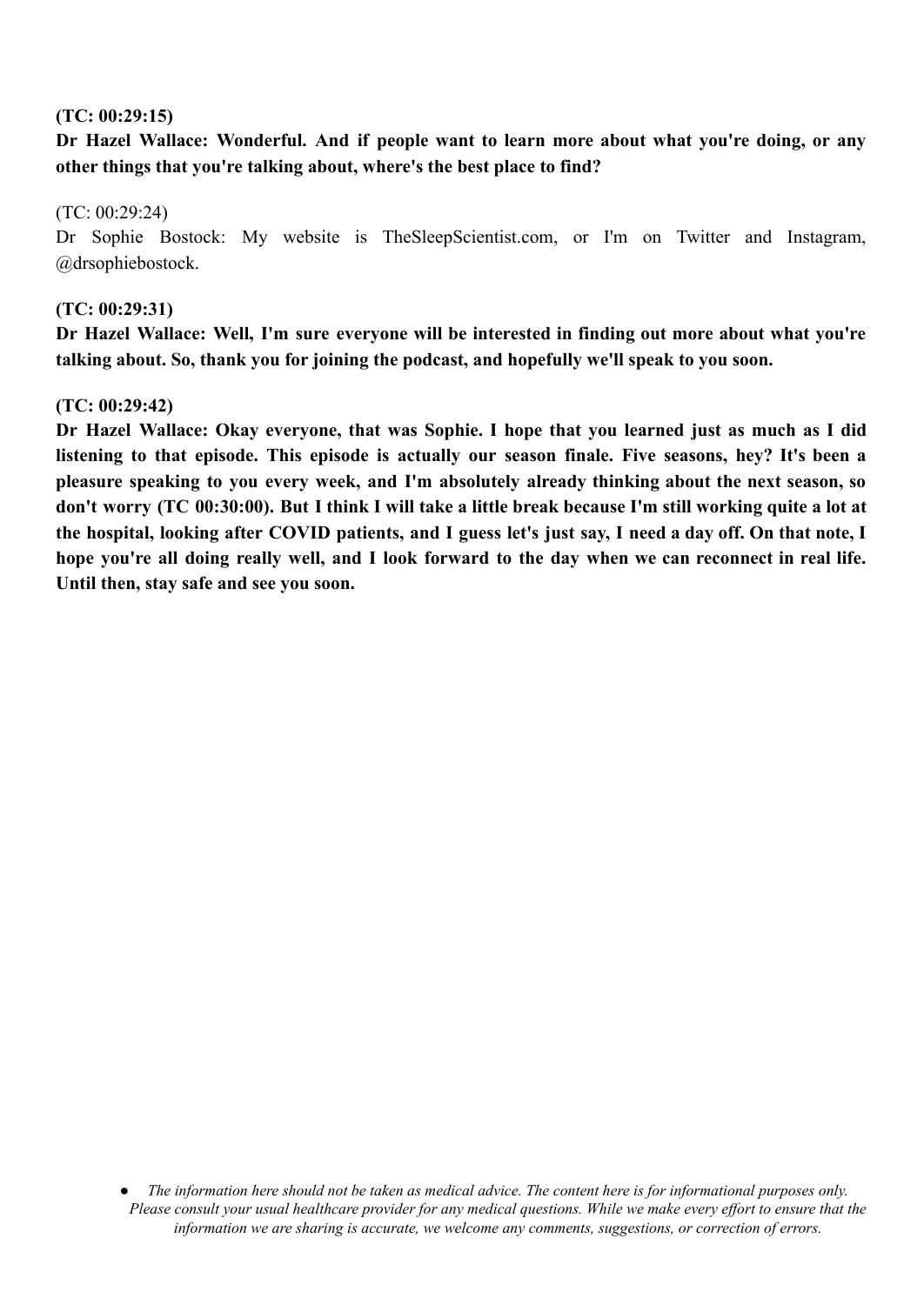**(TC: 00:29:15)**
**Dr Hazel Wallace: Wonderful. And if people want to learn more about what you're doing, or any other things that you're talking about, where's the best place to find?**

(TC: 00:29:24)
Dr Sophie Bostock: My website is TheSleepScientist.com, or I'm on Twitter and Instagram, @drsophiebostock.

**(TC: 00:29:31)**
**Dr Hazel Wallace: Well, I'm sure everyone will be interested in finding out more about what you're talking about. So, thank you for joining the podcast, and hopefully we'll speak to you soon.**

**(TC: 00:29:42)**
**Dr Hazel Wallace: Okay everyone, that was Sophie. I hope that you learned just as much as I did listening to that episode. This episode is actually our season finale. Five seasons, hey? It's been a pleasure speaking to you every week, and I'm absolutely already thinking about the next season, so don't worry (TC 00:30:00). But I think I will take a little break because I'm still working quite a lot at the hospital, looking after COVID patients, and I guess let's just say, I need a day off. On that note, I hope you're all doing really well, and I look forward to the day when we can reconnect in real life. Until then, stay safe and see you soon.**

- *The information here should not be taken as medical advice. The content here is for informational purposes only. Please consult your usual healthcare provider for any medical questions. While we make every effort to ensure that the information we are sharing is accurate, we welcome any comments, suggestions, or correction of errors.*